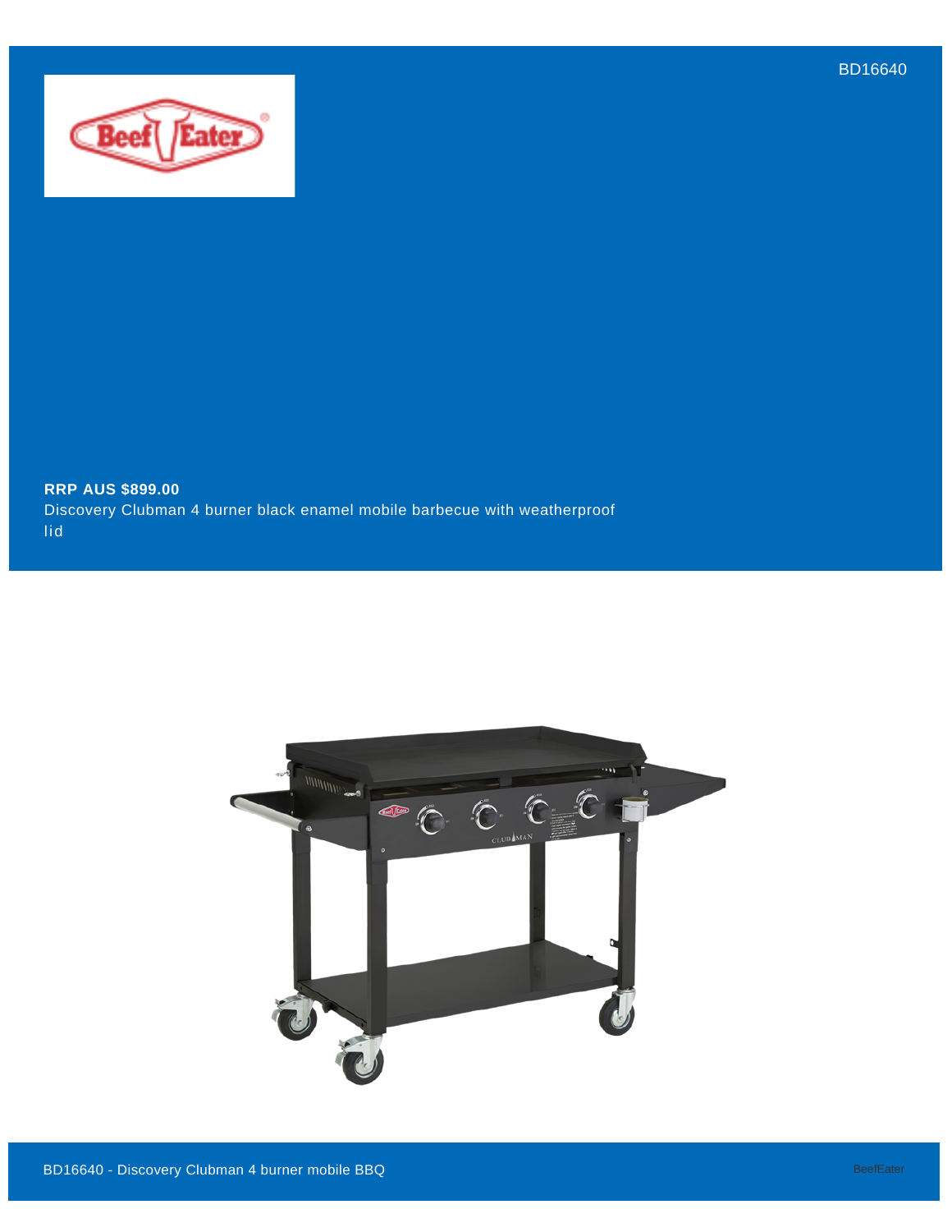BD16640

**RRP AUS $899.00**

Discovery Clubman 4 burner black enamel mobile barbecue with weatherproof lid

BD16640 - Discovery Clubman 4 burner mobile BBQ

BeefEater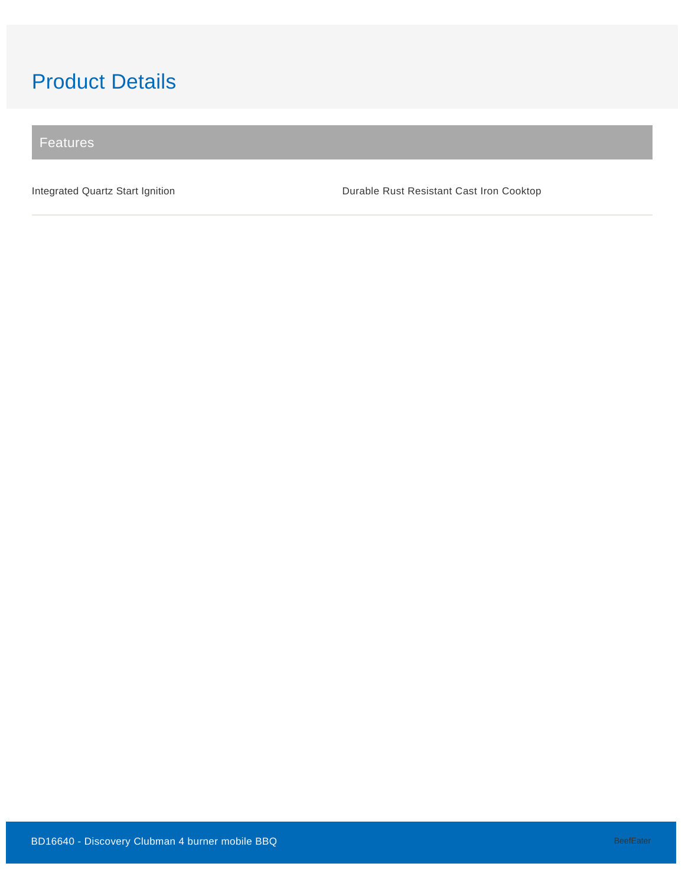# Product Details

## Features

- Integrated Quartz Start Ignition
- Durable Rust Resistant Cast Iron Cooktop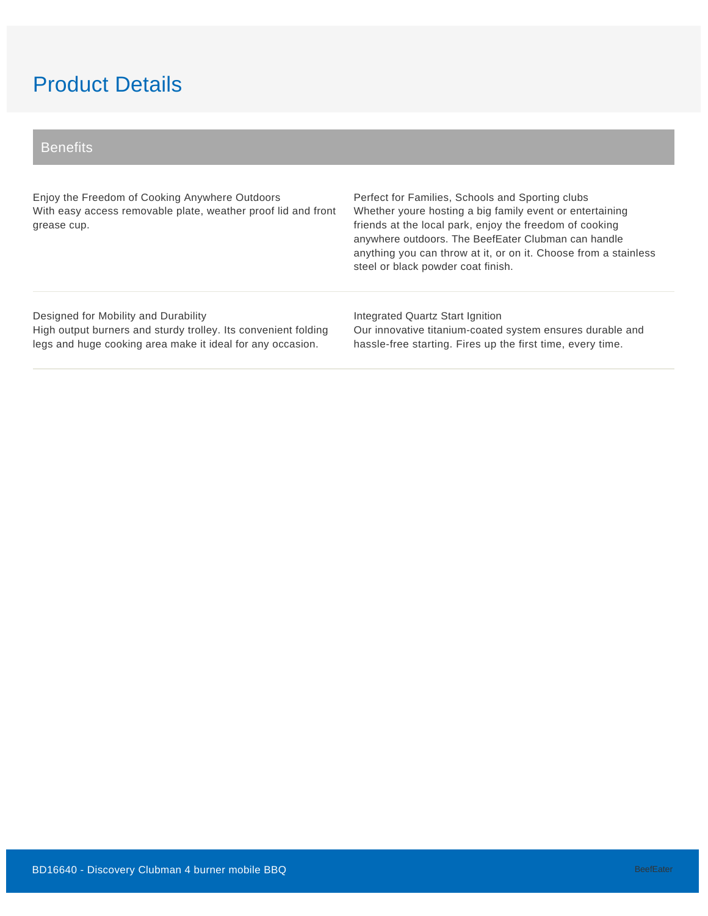# Product Details

## Benefits

**Enjoy the Freedom of Cooking Anywhere Outdoors**
With easy access removable plate, weather proof lid and front grease cup.

**Perfect for Families, Schools and Sporting clubs**
Whether youre hosting a big family event or entertaining friends at the local park, enjoy the freedom of cooking anywhere outdoors. The BeefEater Clubman can handle anything you can throw at it, or on it. Choose from a stainless steel or black powder coat finish.

**Designed for Mobility and Durability**
High output burners and sturdy trolley. Its convenient folding legs and huge cooking area make it ideal for any occasion.

**Integrated Quartz Start Ignition**
Our innovative titanium-coated system ensures durable and hassle-free starting. Fires up the first time, every time.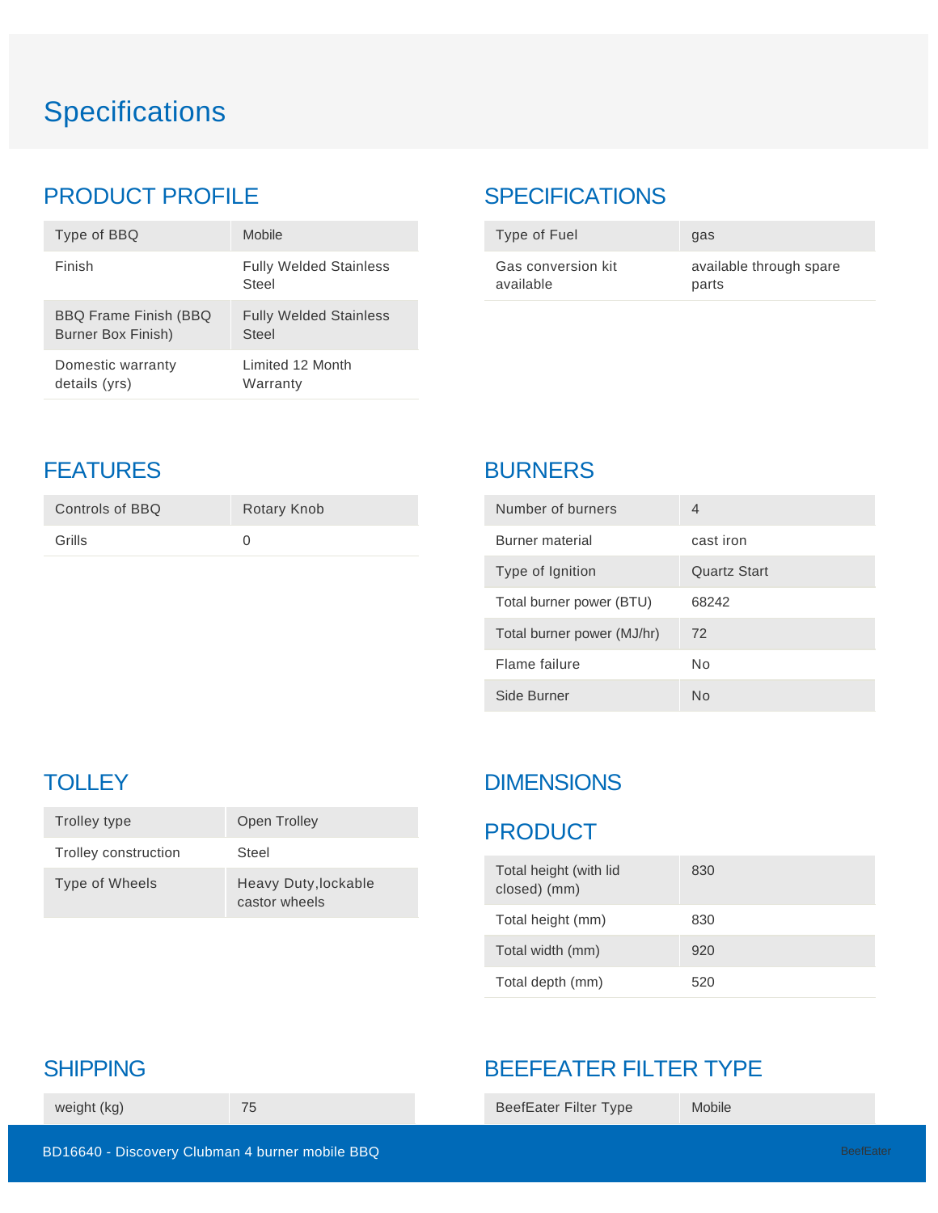# Specifications

## PRODUCT PROFILE

| Type of BBQ | Mobile |
| --- | --- |
| Finish | Fully Welded Stainless Steel |
| BBQ Frame Finish (BBQ Burner Box Finish) | Fully Welded Stainless Steel |
| Domestic warranty details (yrs) | Limited 12 Month Warranty |

## SPECIFICATIONS

| Type of Fuel | gas |
| --- | --- |
| Gas conversion kit available | available through spare parts |

## FEATURES

| Controls of BBQ | Rotary Knob |
| --- | --- |
| Grills | 0 |

## BURNERS

| Number of burners | 4 |
| --- | --- |
| Burner material | cast iron |
| Type of Ignition | Quartz Start |
| Total burner power (BTU) | 68242 |
| Total burner power (MJ/hr) | 72 |
| Flame failure | No |
| Side Burner | No |

## TOLLEY

| Trolley type | Open Trolley |
| --- | --- |
| Trolley construction | Steel |
| Type of Wheels | Heavy Duty,lockable castor wheels |

## DIMENSIONS

## PRODUCT

| Total height (with lid closed) (mm) | 830 |
| --- | --- |
| Total height (mm) | 830 |
| Total width (mm) | 920 |
| Total depth (mm) | 520 |

## SHIPPING

| weight (kg) | 75 |
| --- | --- |

## BEEFEATER FILTER TYPE

| BeefEater Filter Type | Mobile |
| --- | --- |

BD16640 - Discovery Clubman 4 burner mobile BBQ

BeefEater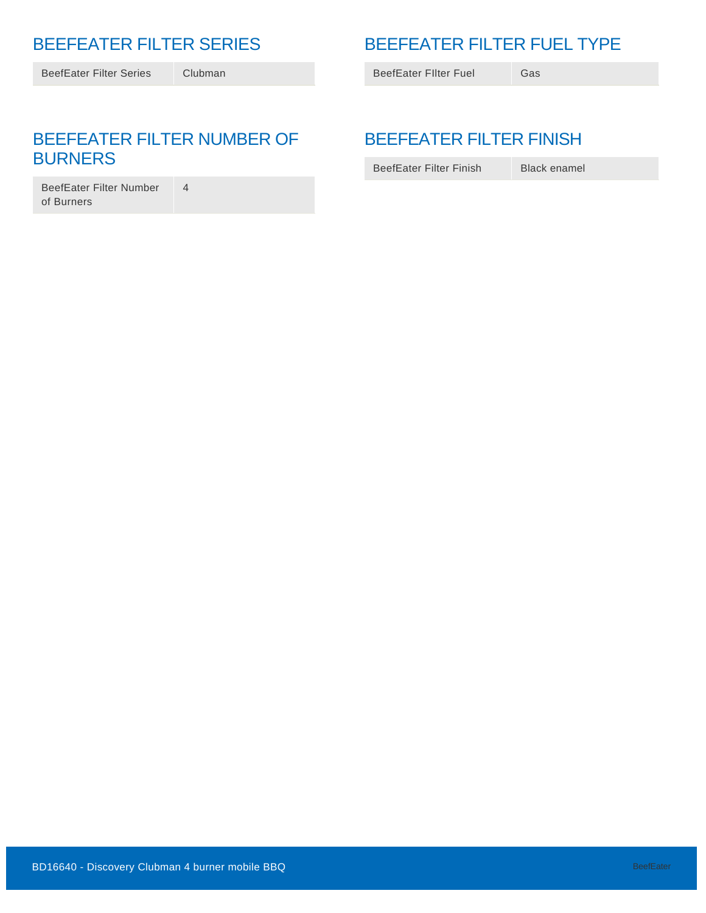## BEEFEATER FILTER SERIES

| | |
|---|---|
| BeefEater Filter Series | Clubman |

## BEEFEATER FILTER NUMBER OF BURNERS

| | |
|---|---|
| BeefEater Filter Number of Burners | 4 |

## BEEFEATER FILTER FUEL TYPE

| | |
|---|---|
| BeefEater FIlter Fuel | Gas |

## BEEFEATER FILTER FINISH

| | |
|---|---|
| BeefEater Filter Finish | Black enamel |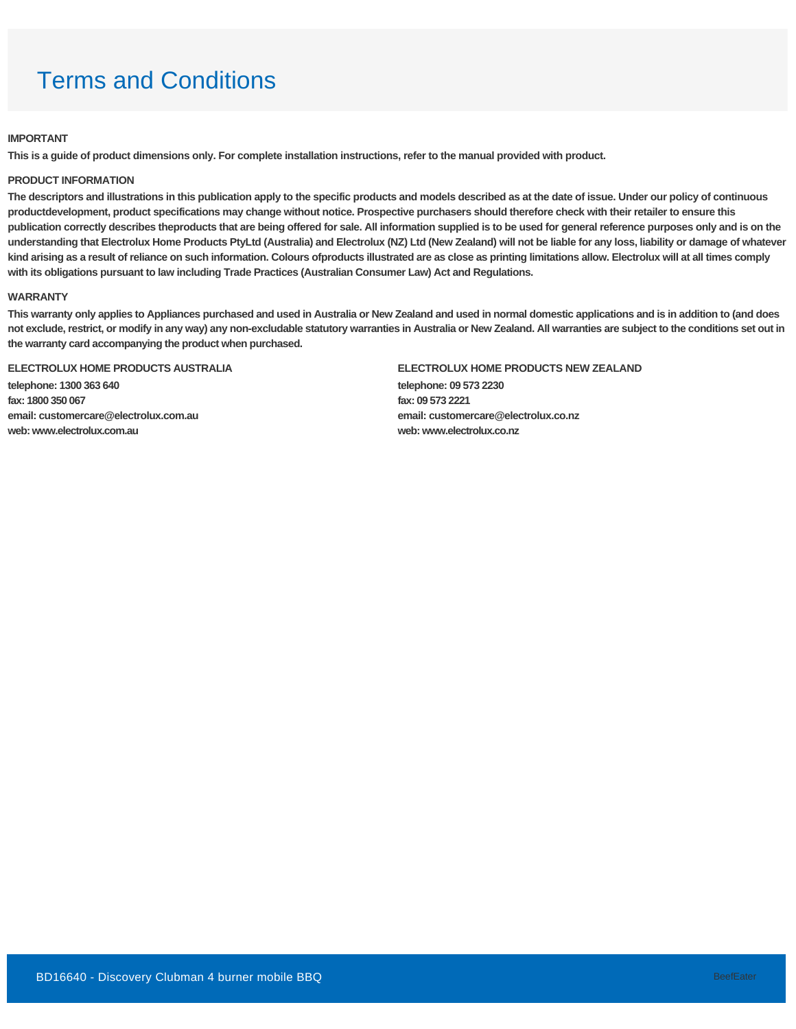# Terms and Conditions

**IMPORTANT**

**This is a guide of product dimensions only. For complete installation instructions, refer to the manual provided with product.**

**PRODUCT INFORMATION**

**The descriptors and illustrations in this publication apply to the specific products and models described as at the date of issue. Under our policy of continuous productdevelopment, product specifications may change without notice. Prospective purchasers should therefore check with their retailer to ensure this publication correctly describes theproducts that are being offered for sale. All information supplied is to be used for general reference purposes only and is on the understanding that Electrolux Home Products PtyLtd (Australia) and Electrolux (NZ) Ltd (New Zealand) will not be liable for any loss, liability or damage of whatever kind arising as a result of reliance on such information. Colours ofproducts illustrated are as close as printing limitations allow. Electrolux will at all times comply with its obligations pursuant to law including Trade Practices (Australian Consumer Law) Act and Regulations.**

**WARRANTY**

**This warranty only applies to Appliances purchased and used in Australia or New Zealand and used in normal domestic applications and is in addition to (and does not exclude, restrict, or modify in any way) any non-excludable statutory warranties in Australia or New Zealand. All warranties are subject to the conditions set out in the warranty card accompanying the product when purchased.**

**ELECTROLUX HOME PRODUCTS AUSTRALIA**

**telephone: 1300 363 640**
**fax: 1800 350 067**
**email: customercare@electrolux.com.au**
**web: www.electrolux.com.au**

**ELECTROLUX HOME PRODUCTS NEW ZEALAND**

**telephone: 09 573 2230**
**fax: 09 573 2221**
**email: customercare@electrolux.co.nz**
**web: www.electrolux.co.nz**

BD16640 - Discovery Clubman 4 burner mobile BBQ

BeefEater